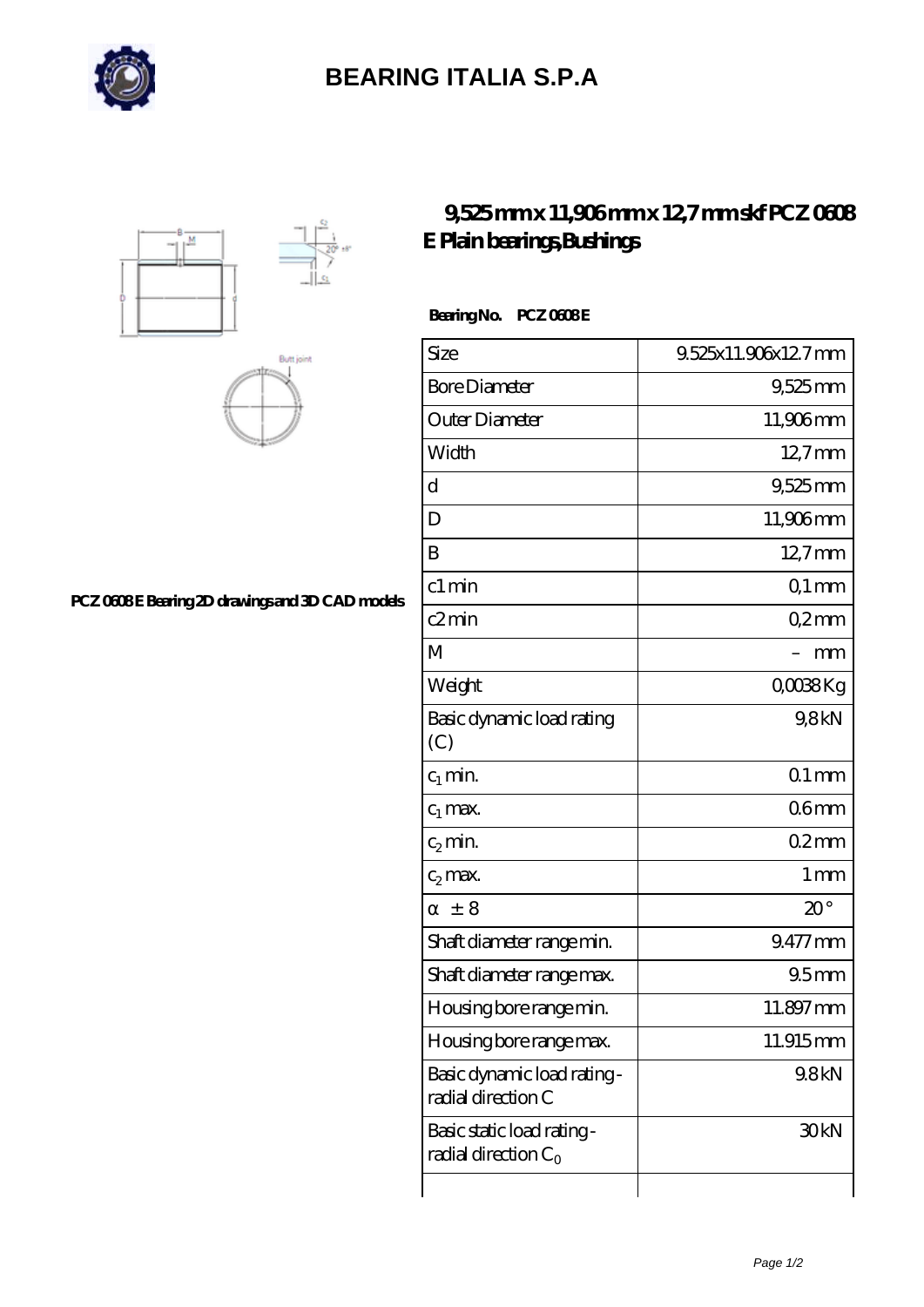# BEARING ITALIA S.P.A

## 9,525 mm x 11,906 mm x 12,7 mm skf PCZ 0608 E Plain bearings,Bushings

PCZ 0608 E Bearing 2D drawings and 3D CAD models

**Bearing No. PCZ 0608 E**

| | |
|---|---|
| Size | 9.525x11.906x12.7 mm |
| Bore Diameter | 9,525 mm |
| Outer Diameter | 11,906 mm |
| Width | 12,7 mm |
| d | 9,525 mm |
| D | 11,906 mm |
| B | 12,7 mm |
| c1 min | 0,1 mm |
| c2 min | 0,2 mm |
| M | – mm |
| Weight | 0,0038 Kg |
| Basic dynamic load rating (C) | 9,8 kN |
| $c_1$ min. | 0.1 mm |
| $c_1$ max. | 0.6 mm |
| $c_2$ min. | 0.2 mm |
| $c_2$ max. | 1 mm |
| α ± 8 | 20 ° |
| Shaft diameter range min. | 9.477 mm |
| Shaft diameter range max. | 9.5 mm |
| Housing bore range min. | 11.897 mm |
| Housing bore range max. | 11.915 mm |
| Basic dynamic load rating - radial direction C | 9.8 kN |
| Basic static load rating - radial direction $C_0$ | 30 kN |
| | |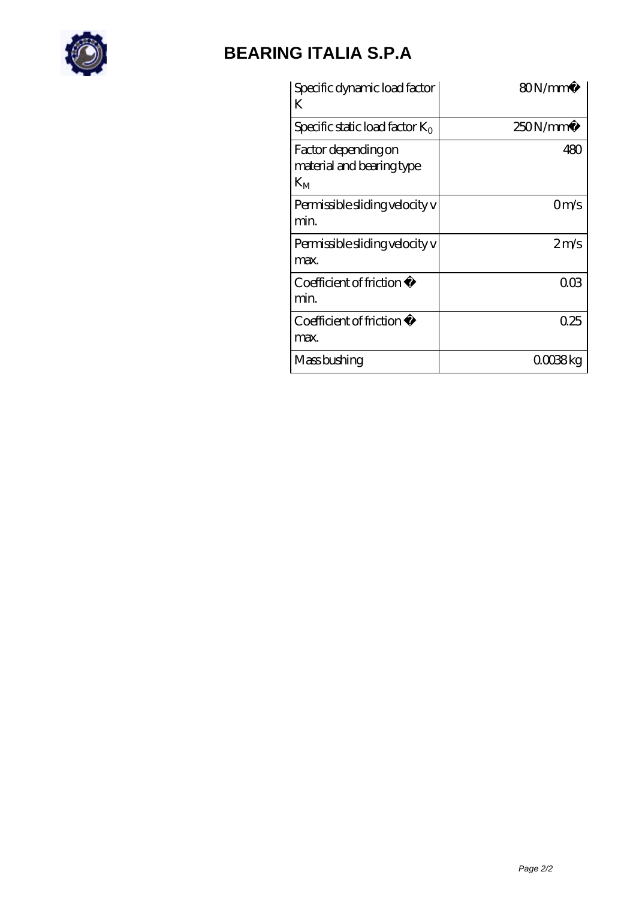# BEARING ITALIA S.P.A

| | |
|---|---|
| Specific dynamic load factor K | 80 N/mm� |
| Specific static load factor $K_0$ | 250 N/mm� |
| Factor depending on material and bearing type $K_M$ | 480 |
| Permissible sliding velocity v min. | 0 m/s |
| Permissible sliding velocity v max. | 2 m/s |
| Coefficient of friction � min. | 0.03 |
| Coefficient of friction � max. | 0.25 |
| Mass bushing | 0.0038 kg |